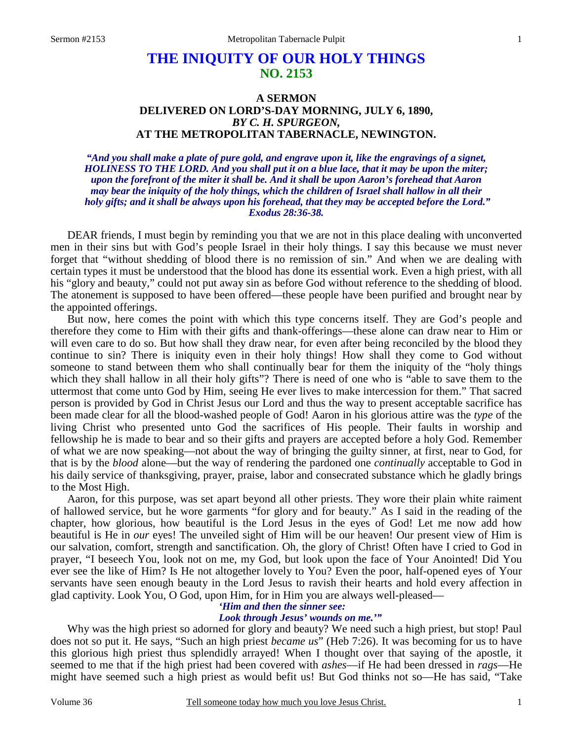# THE INIQUITY OF OUR HOLY THINGS
## NO. 2153

### A SERMON
### DELIVERED ON LORD'S-DAY MORNING, JULY 6, 1890,
### *BY C. H. SPURGEON,*
### AT THE METROPOLITAN TABERNACLE, NEWINGTON.

*"And you shall make a plate of pure gold, and engrave upon it, like the engravings of a signet, HOLINESS TO THE LORD. And you shall put it on a blue lace, that it may be upon the miter; upon the forefront of the miter it shall be. And it shall be upon Aaron's forehead that Aaron may bear the iniquity of the holy things, which the children of Israel shall hallow in all their holy gifts; and it shall be always upon his forehead, that they may be accepted before the Lord." Exodus 28:36-38.*

DEAR friends, I must begin by reminding you that we are not in this place dealing with unconverted men in their sins but with God's people Israel in their holy things. I say this because we must never forget that "without shedding of blood there is no remission of sin." And when we are dealing with certain types it must be understood that the blood has done its essential work. Even a high priest, with all his "glory and beauty," could not put away sin as before God without reference to the shedding of blood. The atonement is supposed to have been offered—these people have been purified and brought near by the appointed offerings.

But now, here comes the point with which this type concerns itself. They are God's people and therefore they come to Him with their gifts and thank-offerings—these alone can draw near to Him or will even care to do so. But how shall they draw near, for even after being reconciled by the blood they continue to sin? There is iniquity even in their holy things! How shall they come to God without someone to stand between them who shall continually bear for them the iniquity of the "holy things which they shall hallow in all their holy gifts"? There is need of one who is "able to save them to the uttermost that come unto God by Him, seeing He ever lives to make intercession for them." That sacred person is provided by God in Christ Jesus our Lord and thus the way to present acceptable sacrifice has been made clear for all the blood-washed people of God! Aaron in his glorious attire was the *type* of the living Christ who presented unto God the sacrifices of His people. Their faults in worship and fellowship he is made to bear and so their gifts and prayers are accepted before a holy God. Remember of what we are now speaking—not about the way of bringing the guilty sinner, at first, near to God, for that is by the *blood* alone—but the way of rendering the pardoned one *continually* acceptable to God in his daily service of thanksgiving, prayer, praise, labor and consecrated substance which he gladly brings to the Most High.

Aaron, for this purpose, was set apart beyond all other priests. They wore their plain white raiment of hallowed service, but he wore garments "for glory and for beauty." As I said in the reading of the chapter, how glorious, how beautiful is the Lord Jesus in the eyes of God! Let me now add how beautiful is He in *our* eyes! The unveiled sight of Him will be our heaven! Our present view of Him is our salvation, comfort, strength and sanctification. Oh, the glory of Christ! Often have I cried to God in prayer, "I beseech You, look not on me, my God, but look upon the face of Your Anointed! Did You ever see the like of Him? Is He not altogether lovely to You? Even the poor, half-opened eyes of Your servants have seen enough beauty in the Lord Jesus to ravish their hearts and hold every affection in glad captivity. Look You, O God, upon Him, for in Him you are always well-pleased—

*'Him and then the sinner see:*
*Look through Jesus' wounds on me.'"*

Why was the high priest so adorned for glory and beauty? We need such a high priest, but stop! Paul does not so put it. He says, "Such an high priest *became us*" (Heb 7:26). It was becoming for us to have this glorious high priest thus splendidly arrayed! When I thought over that saying of the apostle, it seemed to me that if the high priest had been covered with *ashes*—if He had been dressed in *rags*—He might have seemed such a high priest as would befit us! But God thinks not so—He has said, "Take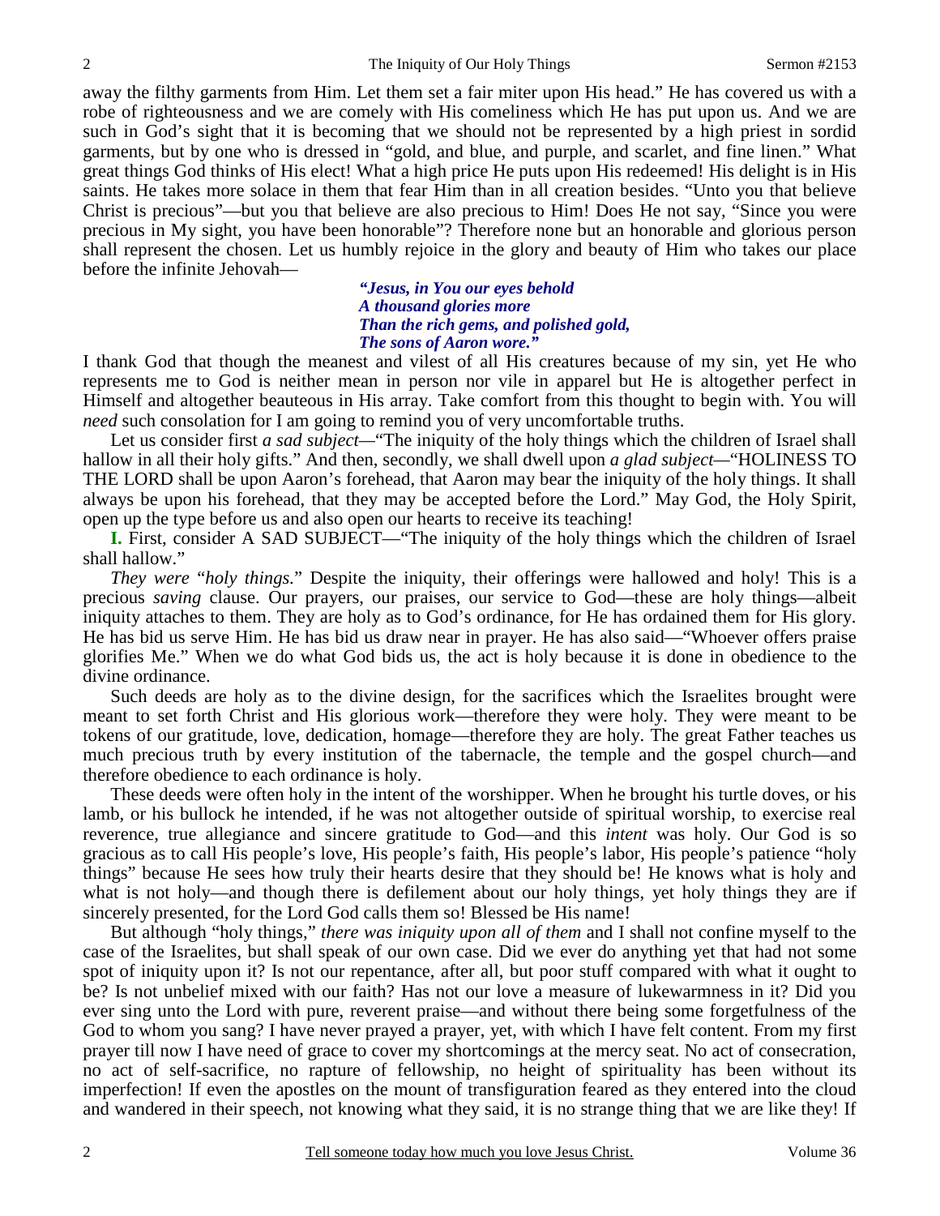away the filthy garments from Him. Let them set a fair miter upon His head." He has covered us with a robe of righteousness and we are comely with His comeliness which He has put upon us. And we are such in God's sight that it is becoming that we should not be represented by a high priest in sordid garments, but by one who is dressed in "gold, and blue, and purple, and scarlet, and fine linen." What great things God thinks of His elect! What a high price He puts upon His redeemed! His delight is in His saints. He takes more solace in them that fear Him than in all creation besides. "Unto you that believe Christ is precious"—but you that believe are also precious to Him! Does He not say, "Since you were precious in My sight, you have been honorable"? Therefore none but an honorable and glorious person shall represent the chosen. Let us humbly rejoice in the glory and beauty of Him who takes our place before the infinite Jehovah—

> ***"Jesus, in You our eyes behold***
> ***A thousand glories more***
> ***Than the rich gems, and polished gold,***
> ***The sons of Aaron wore."***

I thank God that though the meanest and vilest of all His creatures because of my sin, yet He who represents me to God is neither mean in person nor vile in apparel but He is altogether perfect in Himself and altogether beauteous in His array. Take comfort from this thought to begin with. You will *need* such consolation for I am going to remind you of very uncomfortable truths.

Let us consider first *a sad subject*—"The iniquity of the holy things which the children of Israel shall hallow in all their holy gifts." And then, secondly, we shall dwell upon *a glad subject*—"HOLINESS TO THE LORD shall be upon Aaron's forehead, that Aaron may bear the iniquity of the holy things. It shall always be upon his forehead, that they may be accepted before the Lord." May God, the Holy Spirit, open up the type before us and also open our hearts to receive its teaching!

**I.** First, consider A SAD SUBJECT—"The iniquity of the holy things which the children of Israel shall hallow."

*They were "holy things*." Despite the iniquity, their offerings were hallowed and holy! This is a precious *saving* clause. Our prayers, our praises, our service to God—these are holy things—albeit iniquity attaches to them. They are holy as to God's ordinance, for He has ordained them for His glory. He has bid us serve Him. He has bid us draw near in prayer. He has also said—"Whoever offers praise glorifies Me." When we do what God bids us, the act is holy because it is done in obedience to the divine ordinance.

Such deeds are holy as to the divine design, for the sacrifices which the Israelites brought were meant to set forth Christ and His glorious work—therefore they were holy. They were meant to be tokens of our gratitude, love, dedication, homage—therefore they are holy. The great Father teaches us much precious truth by every institution of the tabernacle, the temple and the gospel church—and therefore obedience to each ordinance is holy.

These deeds were often holy in the intent of the worshipper. When he brought his turtle doves, or his lamb, or his bullock he intended, if he was not altogether outside of spiritual worship, to exercise real reverence, true allegiance and sincere gratitude to God—and this *intent* was holy. Our God is so gracious as to call His people's love, His people's faith, His people's labor, His people's patience "holy things" because He sees how truly their hearts desire that they should be! He knows what is holy and what is not holy—and though there is defilement about our holy things, yet holy things they are if sincerely presented, for the Lord God calls them so! Blessed be His name!

But although "holy things," *there was iniquity upon all of them* and I shall not confine myself to the case of the Israelites, but shall speak of our own case. Did we ever do anything yet that had not some spot of iniquity upon it? Is not our repentance, after all, but poor stuff compared with what it ought to be? Is not unbelief mixed with our faith? Has not our love a measure of lukewarmness in it? Did you ever sing unto the Lord with pure, reverent praise—and without there being some forgetfulness of the God to whom you sang? I have never prayed a prayer, yet, with which I have felt content. From my first prayer till now I have need of grace to cover my shortcomings at the mercy seat. No act of consecration, no act of self-sacrifice, no rapture of fellowship, no height of spirituality has been without its imperfection! If even the apostles on the mount of transfiguration feared as they entered into the cloud and wandered in their speech, not knowing what they said, it is no strange thing that we are like they! If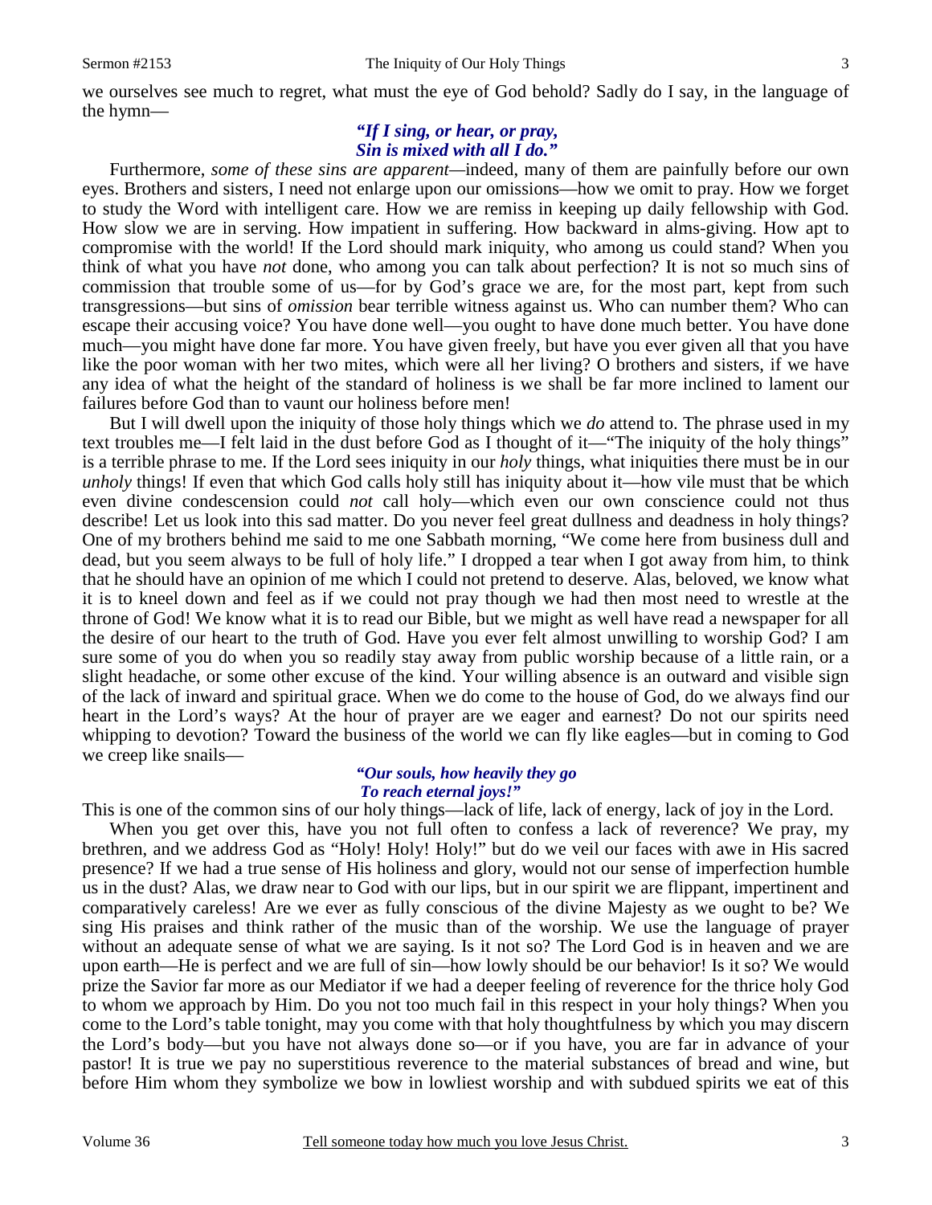we ourselves see much to regret, what must the eye of God behold? Sadly do I say, in the language of the hymn—

> ***"If I sing, or hear, or pray,***
> ***Sin is mixed with all I do."***

Furthermore, *some of these sins are apparent*—indeed, many of them are painfully before our own eyes. Brothers and sisters, I need not enlarge upon our omissions—how we omit to pray. How we forget to study the Word with intelligent care. How we are remiss in keeping up daily fellowship with God. How slow we are in serving. How impatient in suffering. How backward in alms-giving. How apt to compromise with the world! If the Lord should mark iniquity, who among us could stand? When you think of what you have *not* done, who among you can talk about perfection? It is not so much sins of commission that trouble some of us—for by God's grace we are, for the most part, kept from such transgressions—but sins of *omission* bear terrible witness against us. Who can number them? Who can escape their accusing voice? You have done well—you ought to have done much better. You have done much—you might have done far more. You have given freely, but have you ever given all that you have like the poor woman with her two mites, which were all her living? O brothers and sisters, if we have any idea of what the height of the standard of holiness is we shall be far more inclined to lament our failures before God than to vaunt our holiness before men!

But I will dwell upon the iniquity of those holy things which we *do* attend to. The phrase used in my text troubles me—I felt laid in the dust before God as I thought of it—"The iniquity of the holy things" is a terrible phrase to me. If the Lord sees iniquity in our *holy* things, what iniquities there must be in our *unholy* things! If even that which God calls holy still has iniquity about it—how vile must that be which even divine condescension could *not* call holy—which even our own conscience could not thus describe! Let us look into this sad matter. Do you never feel great dullness and deadness in holy things? One of my brothers behind me said to me one Sabbath morning, "We come here from business dull and dead, but you seem always to be full of holy life." I dropped a tear when I got away from him, to think that he should have an opinion of me which I could not pretend to deserve. Alas, beloved, we know what it is to kneel down and feel as if we could not pray though we had then most need to wrestle at the throne of God! We know what it is to read our Bible, but we might as well have read a newspaper for all the desire of our heart to the truth of God. Have you ever felt almost unwilling to worship God? I am sure some of you do when you so readily stay away from public worship because of a little rain, or a slight headache, or some other excuse of the kind. Your willing absence is an outward and visible sign of the lack of inward and spiritual grace. When we do come to the house of God, do we always find our heart in the Lord's ways? At the hour of prayer are we eager and earnest? Do not our spirits need whipping to devotion? Toward the business of the world we can fly like eagles—but in coming to God we creep like snails—

> ***"Our souls, how heavily they go***
> ***To reach eternal joys!"***

This is one of the common sins of our holy things—lack of life, lack of energy, lack of joy in the Lord.

When you get over this, have you not full often to confess a lack of reverence? We pray, my brethren, and we address God as "Holy! Holy! Holy!" but do we veil our faces with awe in His sacred presence? If we had a true sense of His holiness and glory, would not our sense of imperfection humble us in the dust? Alas, we draw near to God with our lips, but in our spirit we are flippant, impertinent and comparatively careless! Are we ever as fully conscious of the divine Majesty as we ought to be? We sing His praises and think rather of the music than of the worship. We use the language of prayer without an adequate sense of what we are saying. Is it not so? The Lord God is in heaven and we are upon earth—He is perfect and we are full of sin—how lowly should be our behavior! Is it so? We would prize the Savior far more as our Mediator if we had a deeper feeling of reverence for the thrice holy God to whom we approach by Him. Do you not too much fail in this respect in your holy things? When you come to the Lord's table tonight, may you come with that holy thoughtfulness by which you may discern the Lord's body—but you have not always done so—or if you have, you are far in advance of your pastor! It is true we pay no superstitious reverence to the material substances of bread and wine, but before Him whom they symbolize we bow in lowliest worship and with subdued spirits we eat of this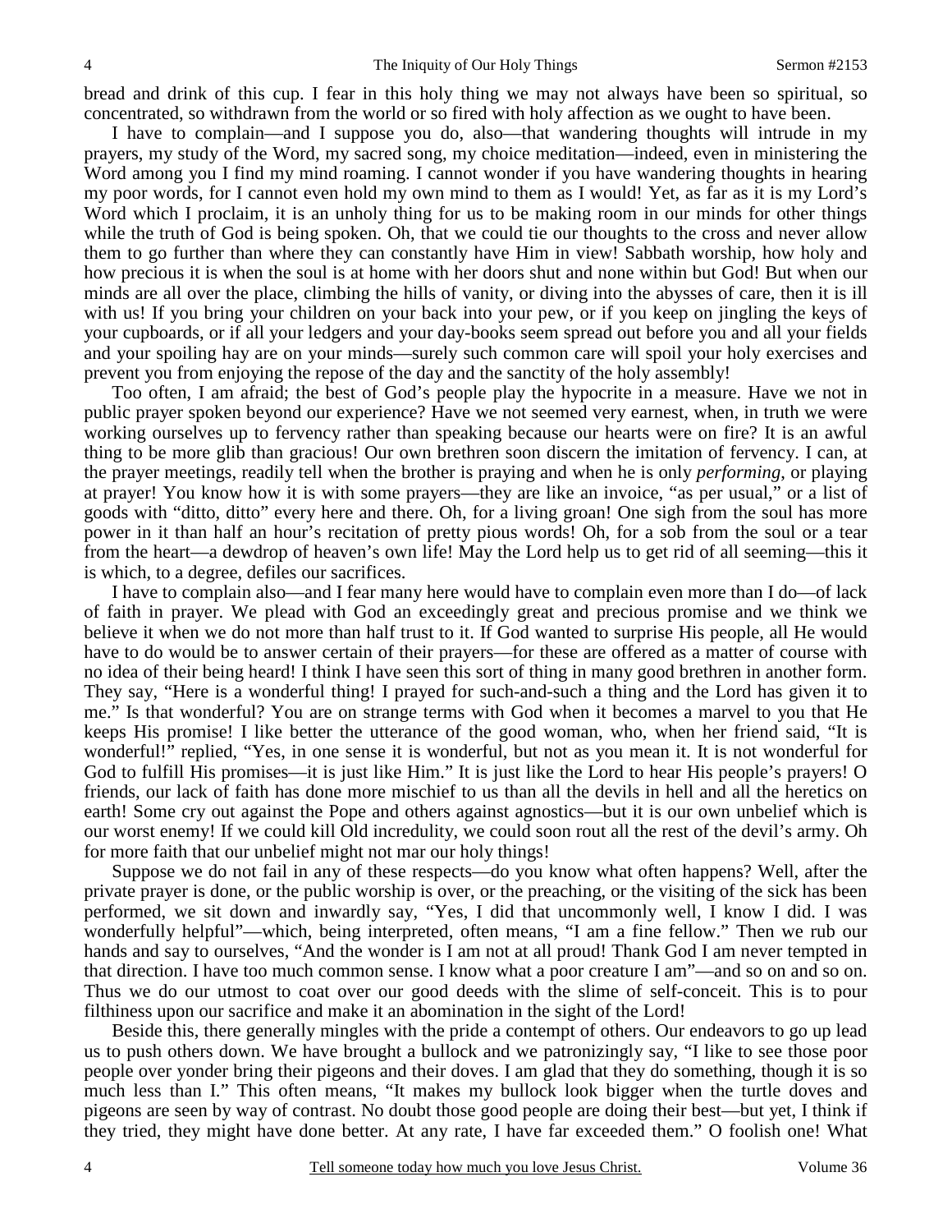bread and drink of this cup. I fear in this holy thing we may not always have been so spiritual, so concentrated, so withdrawn from the world or so fired with holy affection as we ought to have been.

I have to complain—and I suppose you do, also—that wandering thoughts will intrude in my prayers, my study of the Word, my sacred song, my choice meditation—indeed, even in ministering the Word among you I find my mind roaming. I cannot wonder if you have wandering thoughts in hearing my poor words, for I cannot even hold my own mind to them as I would! Yet, as far as it is my Lord's Word which I proclaim, it is an unholy thing for us to be making room in our minds for other things while the truth of God is being spoken. Oh, that we could tie our thoughts to the cross and never allow them to go further than where they can constantly have Him in view! Sabbath worship, how holy and how precious it is when the soul is at home with her doors shut and none within but God! But when our minds are all over the place, climbing the hills of vanity, or diving into the abysses of care, then it is ill with us! If you bring your children on your back into your pew, or if you keep on jingling the keys of your cupboards, or if all your ledgers and your day-books seem spread out before you and all your fields and your spoiling hay are on your minds—surely such common care will spoil your holy exercises and prevent you from enjoying the repose of the day and the sanctity of the holy assembly!

Too often, I am afraid; the best of God's people play the hypocrite in a measure. Have we not in public prayer spoken beyond our experience? Have we not seemed very earnest, when, in truth we were working ourselves up to fervency rather than speaking because our hearts were on fire? It is an awful thing to be more glib than gracious! Our own brethren soon discern the imitation of fervency. I can, at the prayer meetings, readily tell when the brother is praying and when he is only *performing*, or playing at prayer! You know how it is with some prayers—they are like an invoice, "as per usual," or a list of goods with "ditto, ditto" every here and there. Oh, for a living groan! One sigh from the soul has more power in it than half an hour's recitation of pretty pious words! Oh, for a sob from the soul or a tear from the heart—a dewdrop of heaven's own life! May the Lord help us to get rid of all seeming—this it is which, to a degree, defiles our sacrifices.

I have to complain also—and I fear many here would have to complain even more than I do—of lack of faith in prayer. We plead with God an exceedingly great and precious promise and we think we believe it when we do not more than half trust to it. If God wanted to surprise His people, all He would have to do would be to answer certain of their prayers—for these are offered as a matter of course with no idea of their being heard! I think I have seen this sort of thing in many good brethren in another form. They say, "Here is a wonderful thing! I prayed for such-and-such a thing and the Lord has given it to me." Is that wonderful? You are on strange terms with God when it becomes a marvel to you that He keeps His promise! I like better the utterance of the good woman, who, when her friend said, "It is wonderful!" replied, "Yes, in one sense it is wonderful, but not as you mean it. It is not wonderful for God to fulfill His promises—it is just like Him." It is just like the Lord to hear His people's prayers! O friends, our lack of faith has done more mischief to us than all the devils in hell and all the heretics on earth! Some cry out against the Pope and others against agnostics—but it is our own unbelief which is our worst enemy! If we could kill Old incredulity, we could soon rout all the rest of the devil's army. Oh for more faith that our unbelief might not mar our holy things!

Suppose we do not fail in any of these respects—do you know what often happens? Well, after the private prayer is done, or the public worship is over, or the preaching, or the visiting of the sick has been performed, we sit down and inwardly say, "Yes, I did that uncommonly well, I know I did. I was wonderfully helpful"—which, being interpreted, often means, "I am a fine fellow." Then we rub our hands and say to ourselves, "And the wonder is I am not at all proud! Thank God I am never tempted in that direction. I have too much common sense. I know what a poor creature I am"—and so on and so on. Thus we do our utmost to coat over our good deeds with the slime of self-conceit. This is to pour filthiness upon our sacrifice and make it an abomination in the sight of the Lord!

Beside this, there generally mingles with the pride a contempt of others. Our endeavors to go up lead us to push others down. We have brought a bullock and we patronizingly say, "I like to see those poor people over yonder bring their pigeons and their doves. I am glad that they do something, though it is so much less than I." This often means, "It makes my bullock look bigger when the turtle doves and pigeons are seen by way of contrast. No doubt those good people are doing their best—but yet, I think if they tried, they might have done better. At any rate, I have far exceeded them." O foolish one! What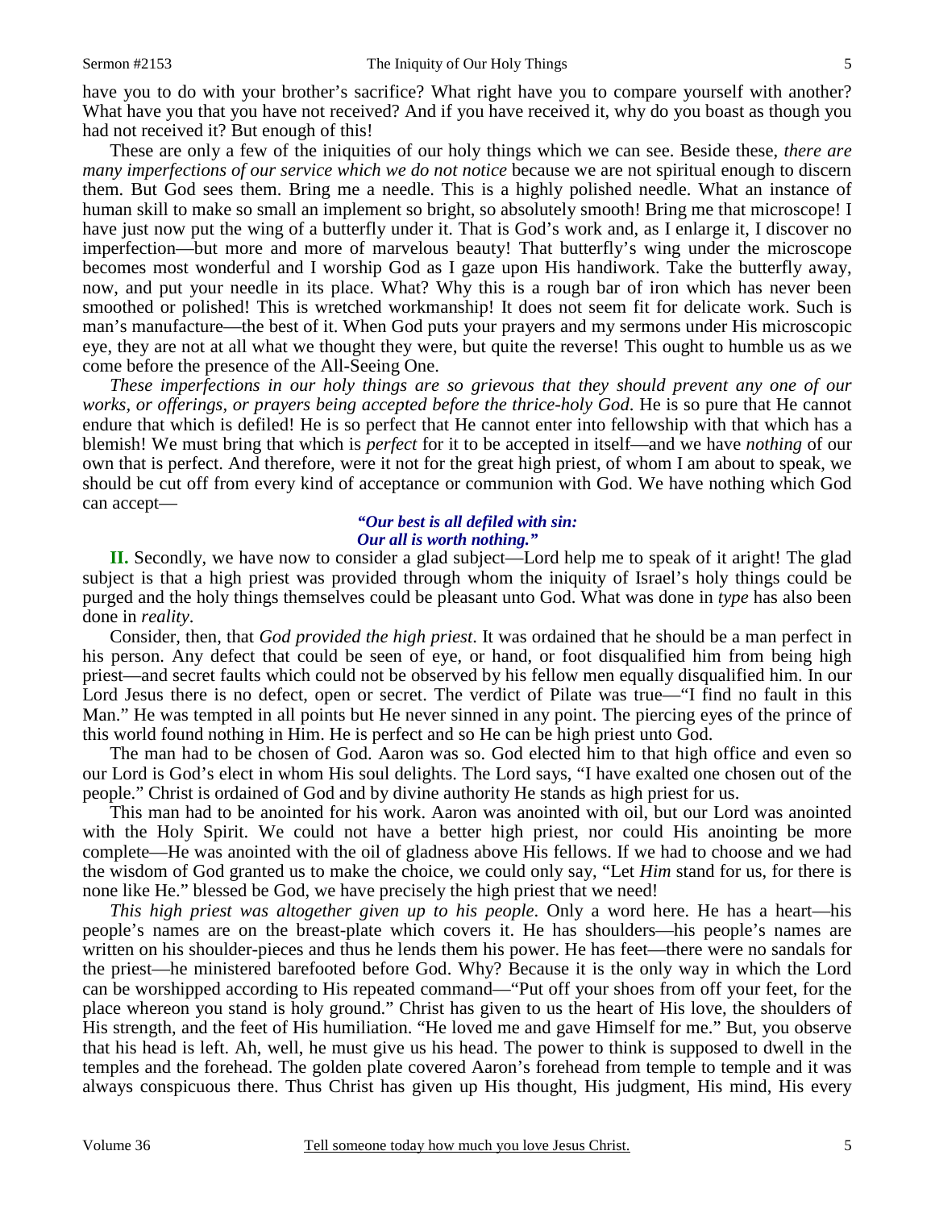have you to do with your brother's sacrifice? What right have you to compare yourself with another? What have you that you have not received? And if you have received it, why do you boast as though you had not received it? But enough of this!

These are only a few of the iniquities of our holy things which we can see. Beside these, *there are many imperfections of our service which we do not notice* because we are not spiritual enough to discern them. But God sees them. Bring me a needle. This is a highly polished needle. What an instance of human skill to make so small an implement so bright, so absolutely smooth! Bring me that microscope! I have just now put the wing of a butterfly under it. That is God's work and, as I enlarge it, I discover no imperfection—but more and more of marvelous beauty! That butterfly's wing under the microscope becomes most wonderful and I worship God as I gaze upon His handiwork. Take the butterfly away, now, and put your needle in its place. What? Why this is a rough bar of iron which has never been smoothed or polished! This is wretched workmanship! It does not seem fit for delicate work. Such is man's manufacture—the best of it. When God puts your prayers and my sermons under His microscopic eye, they are not at all what we thought they were, but quite the reverse! This ought to humble us as we come before the presence of the All-Seeing One.

*These imperfections in our holy things are so grievous that they should prevent any one of our works, or offerings, or prayers being accepted before the thrice-holy God*. He is so pure that He cannot endure that which is defiled! He is so perfect that He cannot enter into fellowship with that which has a blemish! We must bring that which is *perfect* for it to be accepted in itself—and we have *nothing* of our own that is perfect. And therefore, were it not for the great high priest, of whom I am about to speak, we should be cut off from every kind of acceptance or communion with God. We have nothing which God can accept—

> ***"Our best is all defiled with sin:***
> ***Our all is worth nothing."***

**II.** Secondly, we have now to consider a glad subject—Lord help me to speak of it aright! The glad subject is that a high priest was provided through whom the iniquity of Israel's holy things could be purged and the holy things themselves could be pleasant unto God. What was done in *type* has also been done in *reality*.

Consider, then, that *God provided the high priest*. It was ordained that he should be a man perfect in his person. Any defect that could be seen of eye, or hand, or foot disqualified him from being high priest—and secret faults which could not be observed by his fellow men equally disqualified him. In our Lord Jesus there is no defect, open or secret. The verdict of Pilate was true—"I find no fault in this Man." He was tempted in all points but He never sinned in any point. The piercing eyes of the prince of this world found nothing in Him. He is perfect and so He can be high priest unto God.

The man had to be chosen of God. Aaron was so. God elected him to that high office and even so our Lord is God's elect in whom His soul delights. The Lord says, "I have exalted one chosen out of the people." Christ is ordained of God and by divine authority He stands as high priest for us.

This man had to be anointed for his work. Aaron was anointed with oil, but our Lord was anointed with the Holy Spirit. We could not have a better high priest, nor could His anointing be more complete—He was anointed with the oil of gladness above His fellows. If we had to choose and we had the wisdom of God granted us to make the choice, we could only say, "Let *Him* stand for us, for there is none like He." blessed be God, we have precisely the high priest that we need!

*This high priest was altogether given up to his people*. Only a word here. He has a heart—his people's names are on the breast-plate which covers it. He has shoulders—his people's names are written on his shoulder-pieces and thus he lends them his power. He has feet—there were no sandals for the priest—he ministered barefooted before God. Why? Because it is the only way in which the Lord can be worshipped according to His repeated command—"Put off your shoes from off your feet, for the place whereon you stand is holy ground." Christ has given to us the heart of His love, the shoulders of His strength, and the feet of His humiliation. "He loved me and gave Himself for me." But, you observe that his head is left. Ah, well, he must give us his head. The power to think is supposed to dwell in the temples and the forehead. The golden plate covered Aaron's forehead from temple to temple and it was always conspicuous there. Thus Christ has given up His thought, His judgment, His mind, His every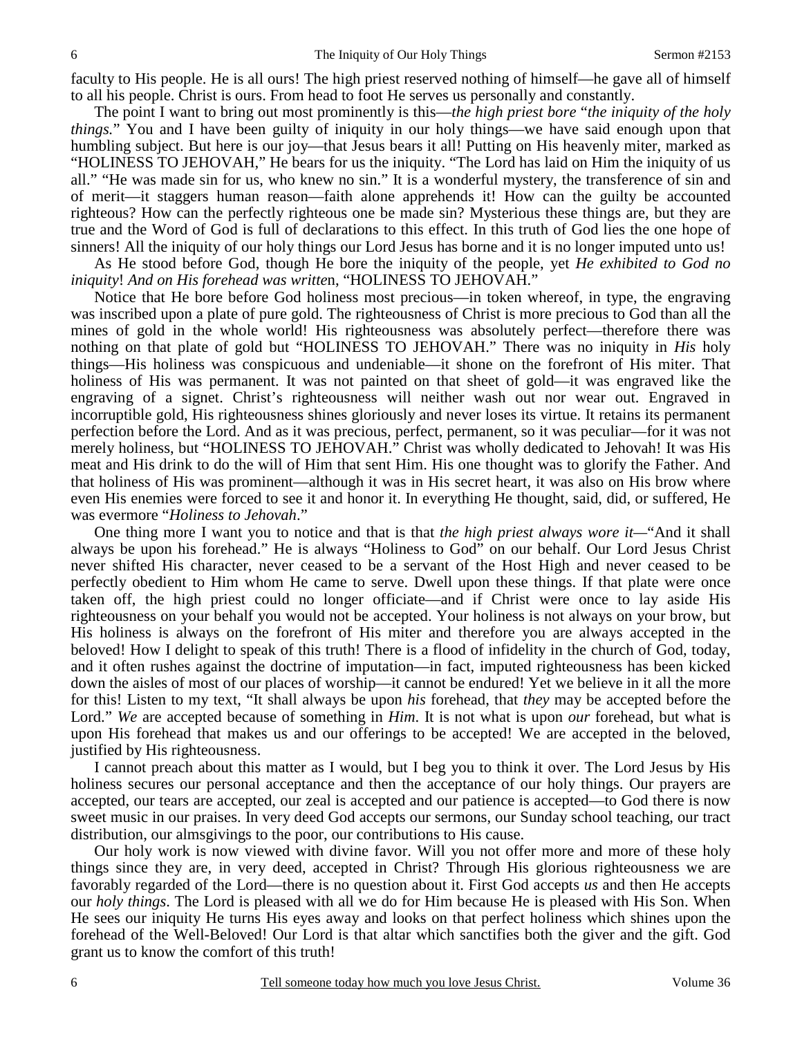faculty to His people. He is all ours! The high priest reserved nothing of himself—he gave all of himself to all his people. Christ is ours. From head to foot He serves us personally and constantly.

The point I want to bring out most prominently is this—*the high priest bore* "*the iniquity of the holy things.*" You and I have been guilty of iniquity in our holy things—we have said enough upon that humbling subject. But here is our joy—that Jesus bears it all! Putting on His heavenly miter, marked as "HOLINESS TO JEHOVAH," He bears for us the iniquity. "The Lord has laid on Him the iniquity of us all." "He was made sin for us, who knew no sin." It is a wonderful mystery, the transference of sin and of merit—it staggers human reason—faith alone apprehends it! How can the guilty be accounted righteous? How can the perfectly righteous one be made sin? Mysterious these things are, but they are true and the Word of God is full of declarations to this effect. In this truth of God lies the one hope of sinners! All the iniquity of our holy things our Lord Jesus has borne and it is no longer imputed unto us!

As He stood before God, though He bore the iniquity of the people, yet *He exhibited to God no iniquity*! *And on His forehead was writte*n, "HOLINESS TO JEHOVAH."

Notice that He bore before God holiness most precious—in token whereof, in type, the engraving was inscribed upon a plate of pure gold. The righteousness of Christ is more precious to God than all the mines of gold in the whole world! His righteousness was absolutely perfect—therefore there was nothing on that plate of gold but "HOLINESS TO JEHOVAH." There was no iniquity in *His* holy things—His holiness was conspicuous and undeniable—it shone on the forefront of His miter. That holiness of His was permanent. It was not painted on that sheet of gold—it was engraved like the engraving of a signet. Christ's righteousness will neither wash out nor wear out. Engraved in incorruptible gold, His righteousness shines gloriously and never loses its virtue. It retains its permanent perfection before the Lord. And as it was precious, perfect, permanent, so it was peculiar—for it was not merely holiness, but "HOLINESS TO JEHOVAH." Christ was wholly dedicated to Jehovah! It was His meat and His drink to do the will of Him that sent Him. His one thought was to glorify the Father. And that holiness of His was prominent—although it was in His secret heart, it was also on His brow where even His enemies were forced to see it and honor it. In everything He thought, said, did, or suffered, He was evermore "*Holiness to Jehovah*."

One thing more I want you to notice and that is that *the high priest always wore it*—"And it shall always be upon his forehead." He is always "Holiness to God" on our behalf. Our Lord Jesus Christ never shifted His character, never ceased to be a servant of the Host High and never ceased to be perfectly obedient to Him whom He came to serve. Dwell upon these things. If that plate were once taken off, the high priest could no longer officiate—and if Christ were once to lay aside His righteousness on your behalf you would not be accepted. Your holiness is not always on your brow, but His holiness is always on the forefront of His miter and therefore you are always accepted in the beloved! How I delight to speak of this truth! There is a flood of infidelity in the church of God, today, and it often rushes against the doctrine of imputation—in fact, imputed righteousness has been kicked down the aisles of most of our places of worship—it cannot be endured! Yet we believe in it all the more for this! Listen to my text, "It shall always be upon *his* forehead, that *they* may be accepted before the Lord." *We* are accepted because of something in *Him*. It is not what is upon *our* forehead, but what is upon His forehead that makes us and our offerings to be accepted! We are accepted in the beloved, justified by His righteousness.

I cannot preach about this matter as I would, but I beg you to think it over. The Lord Jesus by His holiness secures our personal acceptance and then the acceptance of our holy things. Our prayers are accepted, our tears are accepted, our zeal is accepted and our patience is accepted—to God there is now sweet music in our praises. In very deed God accepts our sermons, our Sunday school teaching, our tract distribution, our almsgivings to the poor, our contributions to His cause.

Our holy work is now viewed with divine favor. Will you not offer more and more of these holy things since they are, in very deed, accepted in Christ? Through His glorious righteousness we are favorably regarded of the Lord—there is no question about it. First God accepts *us* and then He accepts our *holy things*. The Lord is pleased with all we do for Him because He is pleased with His Son. When He sees our iniquity He turns His eyes away and looks on that perfect holiness which shines upon the forehead of the Well-Beloved! Our Lord is that altar which sanctifies both the giver and the gift. God grant us to know the comfort of this truth!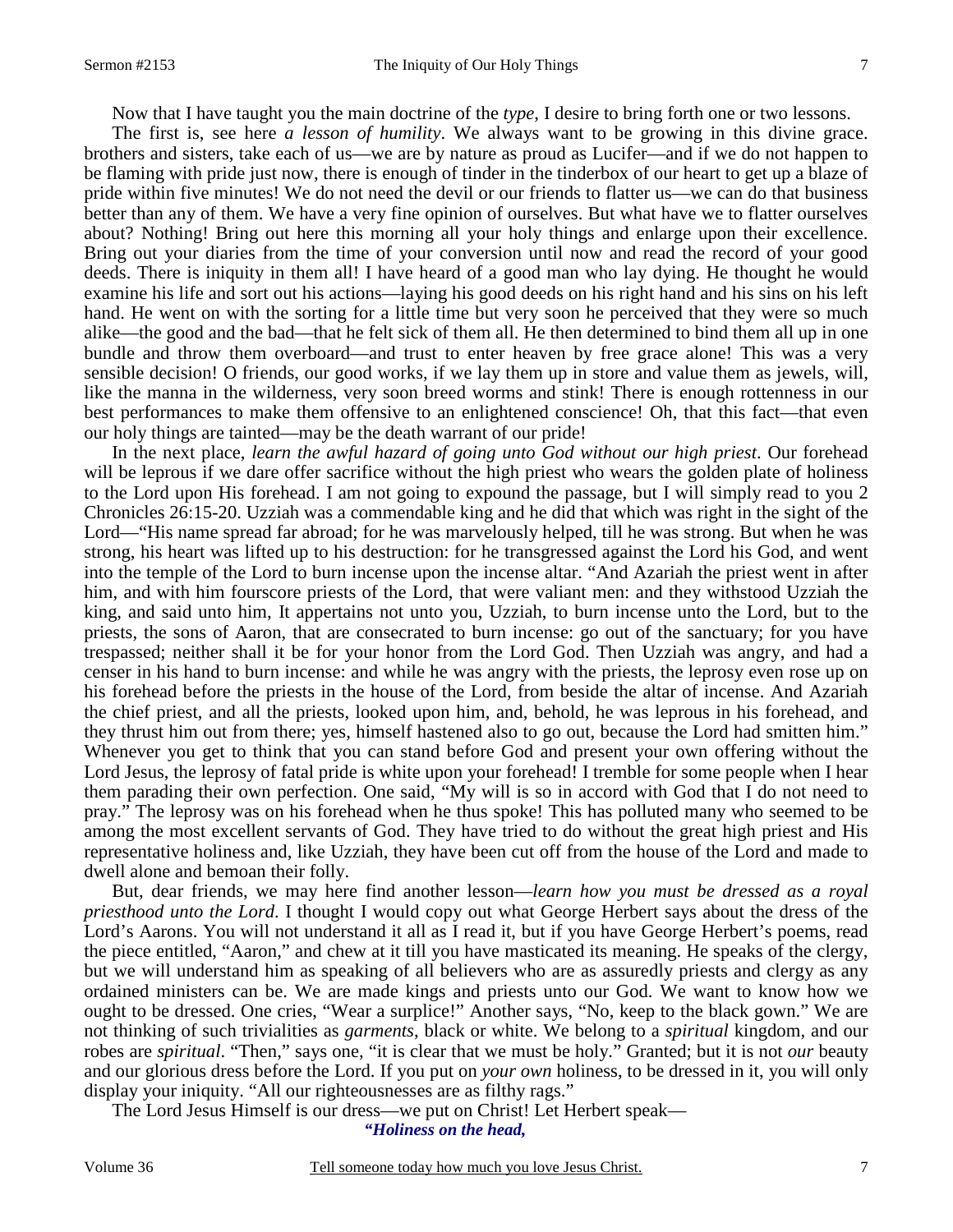Now that I have taught you the main doctrine of the *type*, I desire to bring forth one or two lessons.

The first is, see here *a lesson of humility*. We always want to be growing in this divine grace. brothers and sisters, take each of us—we are by nature as proud as Lucifer—and if we do not happen to be flaming with pride just now, there is enough of tinder in the tinderbox of our heart to get up a blaze of pride within five minutes! We do not need the devil or our friends to flatter us—we can do that business better than any of them. We have a very fine opinion of ourselves. But what have we to flatter ourselves about? Nothing! Bring out here this morning all your holy things and enlarge upon their excellence. Bring out your diaries from the time of your conversion until now and read the record of your good deeds. There is iniquity in them all! I have heard of a good man who lay dying. He thought he would examine his life and sort out his actions—laying his good deeds on his right hand and his sins on his left hand. He went on with the sorting for a little time but very soon he perceived that they were so much alike—the good and the bad—that he felt sick of them all. He then determined to bind them all up in one bundle and throw them overboard—and trust to enter heaven by free grace alone! This was a very sensible decision! O friends, our good works, if we lay them up in store and value them as jewels, will, like the manna in the wilderness, very soon breed worms and stink! There is enough rottenness in our best performances to make them offensive to an enlightened conscience! Oh, that this fact—that even our holy things are tainted—may be the death warrant of our pride!

In the next place, *learn the awful hazard of going unto God without our high priest*. Our forehead will be leprous if we dare offer sacrifice without the high priest who wears the golden plate of holiness to the Lord upon His forehead. I am not going to expound the passage, but I will simply read to you 2 Chronicles 26:15-20. Uzziah was a commendable king and he did that which was right in the sight of the Lord—"His name spread far abroad; for he was marvelously helped, till he was strong. But when he was strong, his heart was lifted up to his destruction: for he transgressed against the Lord his God, and went into the temple of the Lord to burn incense upon the incense altar. "And Azariah the priest went in after him, and with him fourscore priests of the Lord, that were valiant men: and they withstood Uzziah the king, and said unto him, It appertains not unto you, Uzziah, to burn incense unto the Lord, but to the priests, the sons of Aaron, that are consecrated to burn incense: go out of the sanctuary; for you have trespassed; neither shall it be for your honor from the Lord God. Then Uzziah was angry, and had a censer in his hand to burn incense: and while he was angry with the priests, the leprosy even rose up on his forehead before the priests in the house of the Lord, from beside the altar of incense. And Azariah the chief priest, and all the priests, looked upon him, and, behold, he was leprous in his forehead, and they thrust him out from there; yes, himself hastened also to go out, because the Lord had smitten him." Whenever you get to think that you can stand before God and present your own offering without the Lord Jesus, the leprosy of fatal pride is white upon your forehead! I tremble for some people when I hear them parading their own perfection. One said, "My will is so in accord with God that I do not need to pray." The leprosy was on his forehead when he thus spoke! This has polluted many who seemed to be among the most excellent servants of God. They have tried to do without the great high priest and His representative holiness and, like Uzziah, they have been cut off from the house of the Lord and made to dwell alone and bemoan their folly.

But, dear friends, we may here find another lesson—*learn how you must be dressed as a royal priesthood unto the Lord*. I thought I would copy out what George Herbert says about the dress of the Lord's Aarons. You will not understand it all as I read it, but if you have George Herbert's poems, read the piece entitled, "Aaron," and chew at it till you have masticated its meaning. He speaks of the clergy, but we will understand him as speaking of all believers who are as assuredly priests and clergy as any ordained ministers can be. We are made kings and priests unto our God. We want to know how we ought to be dressed. One cries, "Wear a surplice!" Another says, "No, keep to the black gown." We are not thinking of such trivialities as *garments*, black or white. We belong to a *spiritual* kingdom, and our robes are *spiritual*. "Then," says one, "it is clear that we must be holy." Granted; but it is not *our* beauty and our glorious dress before the Lord. If you put on *your own* holiness, to be dressed in it, you will only display your iniquity. "All our righteousnesses are as filthy rags."

The Lord Jesus Himself is our dress—we put on Christ! Let Herbert speak—

***"Holiness on the head,***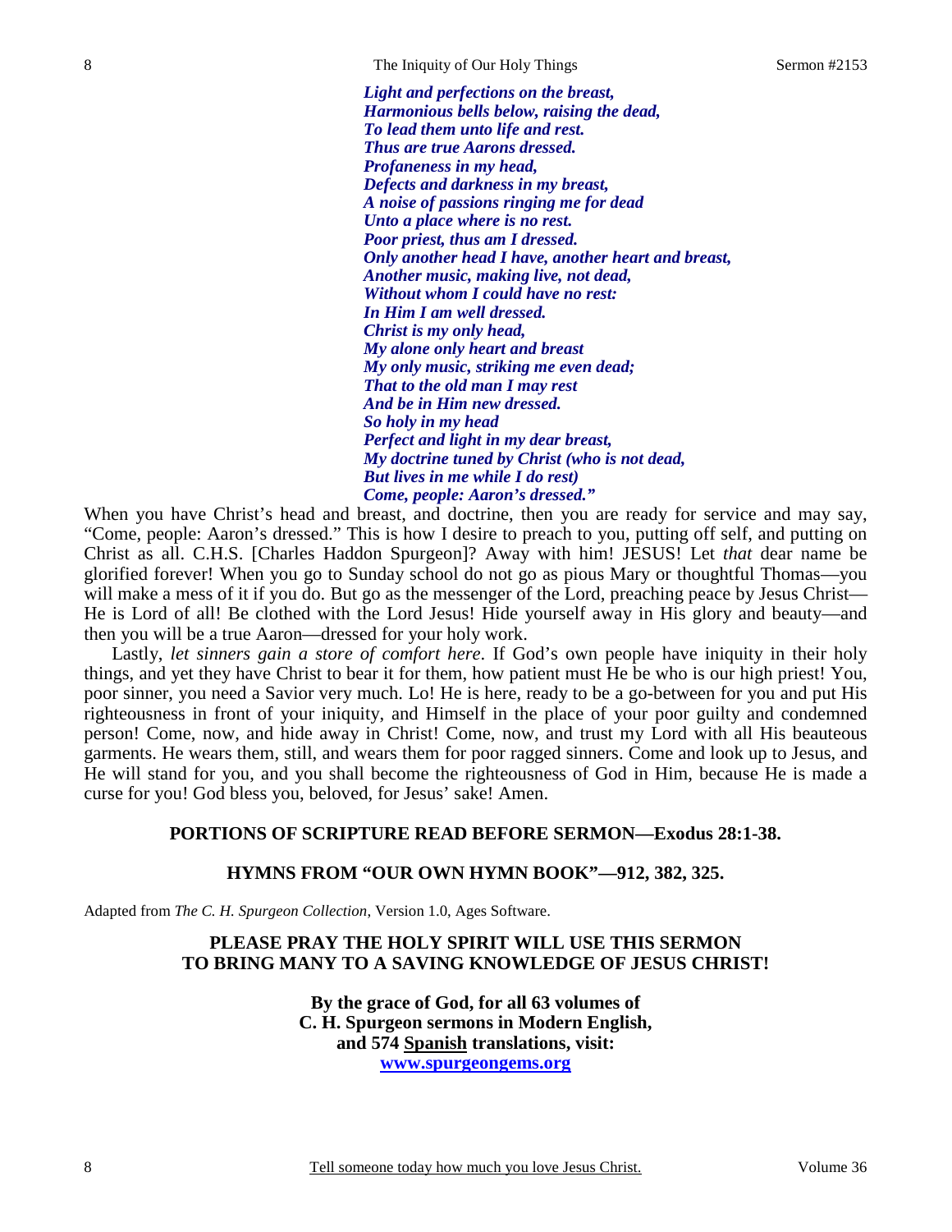*Light and perfections on the breast,*
*Harmonious bells below, raising the dead,*
*To lead them unto life and rest.*
*Thus are true Aarons dressed.*
*Profaneness in my head,*
*Defects and darkness in my breast,*
*A noise of passions ringing me for dead*
*Unto a place where is no rest.*
*Poor priest, thus am I dressed.*
*Only another head I have, another heart and breast,*
*Another music, making live, not dead,*
*Without whom I could have no rest:*
*In Him I am well dressed.*
*Christ is my only head,*
*My alone only heart and breast*
*My only music, striking me even dead;*
*That to the old man I may rest*
*And be in Him new dressed.*
*So holy in my head*
*Perfect and light in my dear breast,*
*My doctrine tuned by Christ (who is not dead,*
*But lives in me while I do rest)*
*Come, people: Aaron's dressed."*

When you have Christ's head and breast, and doctrine, then you are ready for service and may say, "Come, people: Aaron's dressed." This is how I desire to preach to you, putting off self, and putting on Christ as all. C.H.S. [Charles Haddon Spurgeon]? Away with him! JESUS! Let *that* dear name be glorified forever! When you go to Sunday school do not go as pious Mary or thoughtful Thomas—you will make a mess of it if you do. But go as the messenger of the Lord, preaching peace by Jesus Christ—He is Lord of all! Be clothed with the Lord Jesus! Hide yourself away in His glory and beauty—and then you will be a true Aaron—dressed for your holy work.

Lastly, *let sinners gain a store of comfort here*. If God's own people have iniquity in their holy things, and yet they have Christ to bear it for them, how patient must He be who is our high priest! You, poor sinner, you need a Savior very much. Lo! He is here, ready to be a go-between for you and put His righteousness in front of your iniquity, and Himself in the place of your poor guilty and condemned person! Come, now, and hide away in Christ! Come, now, and trust my Lord with all His beauteous garments. He wears them, still, and wears them for poor ragged sinners. Come and look up to Jesus, and He will stand for you, and you shall become the righteousness of God in Him, because He is made a curse for you! God bless you, beloved, for Jesus' sake! Amen.

**PORTIONS OF SCRIPTURE READ BEFORE SERMON—Exodus 28:1-38.**

**HYMNS FROM "OUR OWN HYMN BOOK"—912, 382, 325.**

Adapted from *The C. H. Spurgeon Collection*, Version 1.0, Ages Software.

**PLEASE PRAY THE HOLY SPIRIT WILL USE THIS SERMON TO BRING MANY TO A SAVING KNOWLEDGE OF JESUS CHRIST!**

**By the grace of God, for all 63 volumes of C. H. Spurgeon sermons in Modern English, and 574 Spanish translations, visit: www.spurgeongems.org**

Tell someone today how much you love Jesus Christ.